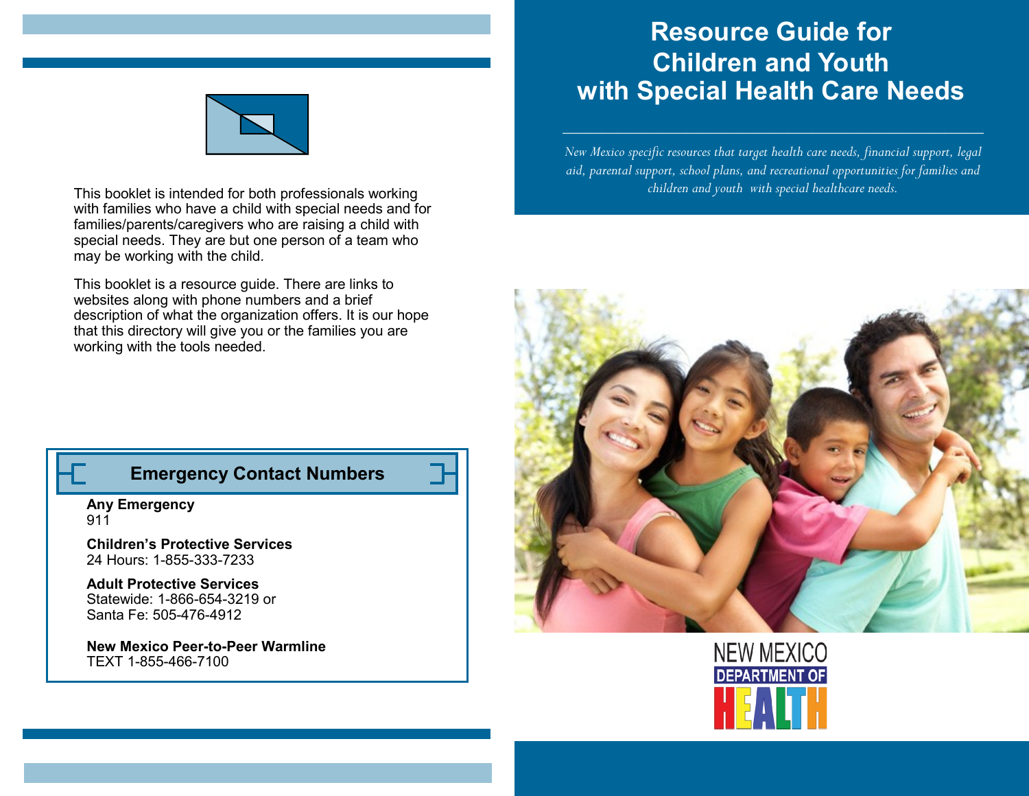# Resource Guide for Children and Youth with Special Health Care Needs

*New Mexico specific resources that target health care needs, financial support, legal aid, parental support, school plans, and recreational opportunities for families and children and youth with special healthcare needs.*

NEW MEXICO DEPARTMENT OF HEALTH

This booklet is intended for both professionals working with families who have a child with special needs and for families/parents/caregivers who are raising a child with special needs. They are but one person of a team who may be working with the child.

This booklet is a resource guide. There are links to websites along with phone numbers and a brief description of what the organization offers. It is our hope that this directory will give you or the families you are working with the tools needed.

## Emergency Contact Numbers

**Any Emergency**
911

**Children's Protective Services**
24 Hours: 1-855-333-7233

**Adult Protective Services**
Statewide: 1-866-654-3219 or
Santa Fe: 505-476-4912

**New Mexico Peer-to-Peer Warmline**
TEXT 1-855-466-7100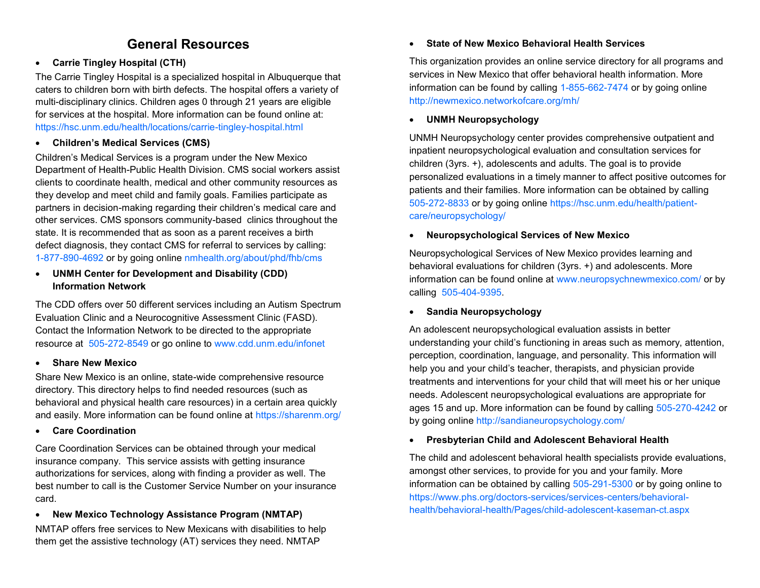# General Resources

- **Carrie Tingley Hospital (CTH)**

The Carrie Tingley Hospital is a specialized hospital in Albuquerque that caters to children born with birth defects. The hospital offers a variety of multi-disciplinary clinics. Children ages 0 through 21 years are eligible for services at the hospital. More information can be found online at: https://hsc.unm.edu/health/locations/carrie-tingley-hospital.html

- **Children's Medical Services (CMS)**

Children's Medical Services is a program under the New Mexico Department of Health-Public Health Division. CMS social workers assist clients to coordinate health, medical and other community resources as they develop and meet child and family goals. Families participate as partners in decision-making regarding their children's medical care and other services. CMS sponsors community-based clinics throughout the state. It is recommended that as soon as a parent receives a birth defect diagnosis, they contact CMS for referral to services by calling: 1-877-890-4692 or by going online nmhealth.org/about/phd/fhb/cms

- **UNMH Center for Development and Disability (CDD) Information Network**

The CDD offers over 50 different services including an Autism Spectrum Evaluation Clinic and a Neurocognitive Assessment Clinic (FASD). Contact the Information Network to be directed to the appropriate resource at 505-272-8549 or go online to www.cdd.unm.edu/infonet

- **Share New Mexico**

Share New Mexico is an online, state-wide comprehensive resource directory. This directory helps to find needed resources (such as behavioral and physical health care resources) in a certain area quickly and easily. More information can be found online at https://sharenm.org/

- **Care Coordination**

Care Coordination Services can be obtained through your medical insurance company. This service assists with getting insurance authorizations for services, along with finding a provider as well. The best number to call is the Customer Service Number on your insurance card.

- **New Mexico Technology Assistance Program (NMTAP)**

NMTAP offers free services to New Mexicans with disabilities to help them get the assistive technology (AT) services they need. NMTAP

- **State of New Mexico Behavioral Health Services**

This organization provides an online service directory for all programs and services in New Mexico that offer behavioral health information. More information can be found by calling 1-855-662-7474 or by going online http://newmexico.networkofcare.org/mh/

- **UNMH Neuropsychology**

UNMH Neuropsychology center provides comprehensive outpatient and inpatient neuropsychological evaluation and consultation services for children (3yrs. +), adolescents and adults. The goal is to provide personalized evaluations in a timely manner to affect positive outcomes for patients and their families. More information can be obtained by calling 505-272-8833 or by going online https://hsc.unm.edu/health/patient-care/neuropsychology/

- **Neuropsychological Services of New Mexico**

Neuropsychological Services of New Mexico provides learning and behavioral evaluations for children (3yrs. +) and adolescents. More information can be found online at www.neuropsychnewmexico.com/ or by calling 505-404-9395.

- **Sandia Neuropsychology**

An adolescent neuropsychological evaluation assists in better understanding your child's functioning in areas such as memory, attention, perception, coordination, language, and personality. This information will help you and your child's teacher, therapists, and physician provide treatments and interventions for your child that will meet his or her unique needs. Adolescent neuropsychological evaluations are appropriate for ages 15 and up. More information can be found by calling 505-270-4242 or by going online http://sandianeuropsychology.com/

- **Presbyterian Child and Adolescent Behavioral Health**

The child and adolescent behavioral health specialists provide evaluations, amongst other services, to provide for you and your family. More information can be obtained by calling 505-291-5300 or by going online to https://www.phs.org/doctors-services/services-centers/behavioral-health/behavioral-health/Pages/child-adolescent-kaseman-ct.aspx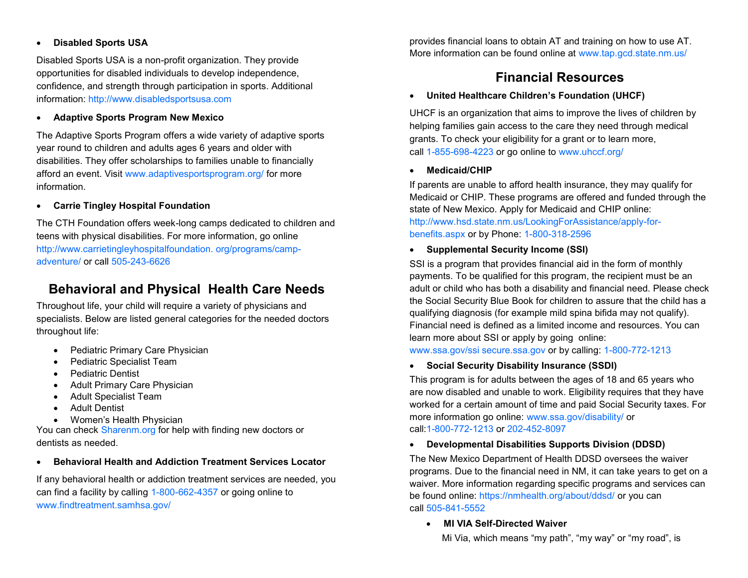- **Disabled Sports USA**

Disabled Sports USA is a non-profit organization. They provide opportunities for disabled individuals to develop independence, confidence, and strength through participation in sports. Additional information: http://www.disabledsportsusa.com

- **Adaptive Sports Program New Mexico**

The Adaptive Sports Program offers a wide variety of adaptive sports year round to children and adults ages 6 years and older with disabilities. They offer scholarships to families unable to financially afford an event. Visit www.adaptivesportsprogram.org/ for more information.

- **Carrie Tingley Hospital Foundation**

The CTH Foundation offers week-long camps dedicated to children and teens with physical disabilities. For more information, go online http://www.carrietingleyhospitalfoundation. org/programs/camp-adventure/ or call 505-243-6626

## Behavioral and Physical Health Care Needs

Throughout life, your child will require a variety of physicians and specialists. Below are listed general categories for the needed doctors throughout life:

- Pediatric Primary Care Physician
- Pediatric Specialist Team
- Pediatric Dentist
- Adult Primary Care Physician
- Adult Specialist Team
- Adult Dentist
- Women's Health Physician

You can check Sharenm.org for help with finding new doctors or dentists as needed.

- **Behavioral Health and Addiction Treatment Services Locator**

If any behavioral health or addiction treatment services are needed, you can find a facility by calling 1-800-662-4357 or going online to www.findtreatment.samhsa.gov/

provides financial loans to obtain AT and training on how to use AT. More information can be found online at www.tap.gcd.state.nm.us/

## Financial Resources

- **United Healthcare Children's Foundation (UHCF)**

UHCF is an organization that aims to improve the lives of children by helping families gain access to the care they need through medical grants. To check your eligibility for a grant or to learn more, call 1-855-698-4223 or go online to www.uhccf.org/

- **Medicaid/CHIP**

If parents are unable to afford health insurance, they may qualify for Medicaid or CHIP. These programs are offered and funded through the state of New Mexico. Apply for Medicaid and CHIP online: http://www.hsd.state.nm.us/LookingForAssistance/apply-for-benefits.aspx or by Phone: 1-800-318-2596

- **Supplemental Security Income (SSI)**

SSI is a program that provides financial aid in the form of monthly payments. To be qualified for this program, the recipient must be an adult or child who has both a disability and financial need. Please check the Social Security Blue Book for children to assure that the child has a qualifying diagnosis (for example mild spina bifida may not qualify). Financial need is defined as a limited income and resources. You can learn more about SSI or apply by going online: www.ssa.gov/ssi secure.ssa.gov or by calling: 1-800-772-1213

- **Social Security Disability Insurance (SSDI)**

This program is for adults between the ages of 18 and 65 years who are now disabled and unable to work. Eligibility requires that they have worked for a certain amount of time and paid Social Security taxes. For more information go online: www.ssa.gov/disability/ or call:1-800-772-1213 or 202-452-8097

- **Developmental Disabilities Supports Division (DDSD)**

The New Mexico Department of Health DDSD oversees the waiver programs. Due to the financial need in NM, it can take years to get on a waiver. More information regarding specific programs and services can be found online: https://nmhealth.org/about/ddsd/ or you can call 505-841-5552

  - **MI VIA Self-Directed Waiver**

    Mi Via, which means "my path", "my way" or "my road", is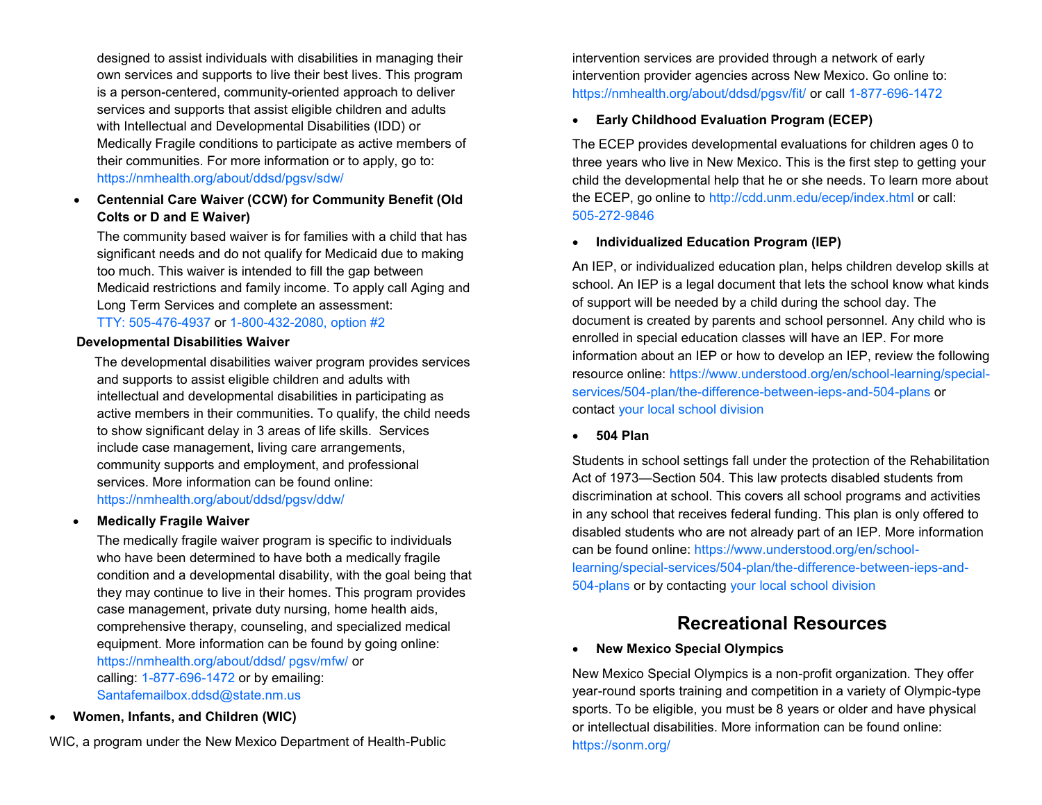designed to assist individuals with disabilities in managing their own services and supports to live their best lives. This program is a person-centered, community-oriented approach to deliver services and supports that assist eligible children and adults with Intellectual and Developmental Disabilities (IDD) or Medically Fragile conditions to participate as active members of their communities. For more information or to apply, go to: https://nmhealth.org/about/ddsd/pgsv/sdw/

- **Centennial Care Waiver (CCW) for Community Benefit (Old Colts or D and E Waiver)**

  The community based waiver is for families with a child that has significant needs and do not qualify for Medicaid due to making too much. This waiver is intended to fill the gap between Medicaid restrictions and family income. To apply call Aging and Long Term Services and complete an assessment: TTY: 505-476-4937 or 1-800-432-2080, option #2

**Developmental Disabilities Waiver**

The developmental disabilities waiver program provides services and supports to assist eligible children and adults with intellectual and developmental disabilities in participating as active members in their communities. To qualify, the child needs to show significant delay in 3 areas of life skills. Services include case management, living care arrangements, community supports and employment, and professional services. More information can be found online: https://nmhealth.org/about/ddsd/pgsv/ddw/

- **Medically Fragile Waiver**

  The medically fragile waiver program is specific to individuals who have been determined to have both a medically fragile condition and a developmental disability, with the goal being that they may continue to live in their homes. This program provides case management, private duty nursing, home health aids, comprehensive therapy, counseling, and specialized medical equipment. More information can be found by going online: https://nmhealth.org/about/ddsd/ pgsv/mfw/ or calling: 1-877-696-1472 or by emailing: Santafemailbox.ddsd@state.nm.us

- **Women, Infants, and Children (WIC)**

WIC, a program under the New Mexico Department of Health-Public intervention services are provided through a network of early intervention provider agencies across New Mexico. Go online to: https://nmhealth.org/about/ddsd/pgsv/fit/ or call 1-877-696-1472

- **Early Childhood Evaluation Program (ECEP)**

The ECEP provides developmental evaluations for children ages 0 to three years who live in New Mexico. This is the first step to getting your child the developmental help that he or she needs. To learn more about the ECEP, go online to http://cdd.unm.edu/ecep/index.html or call: 505-272-9846

- **Individualized Education Program (IEP)**

An IEP, or individualized education plan, helps children develop skills at school. An IEP is a legal document that lets the school know what kinds of support will be needed by a child during the school day. The document is created by parents and school personnel. Any child who is enrolled in special education classes will have an IEP. For more information about an IEP or how to develop an IEP, review the following resource online: https://www.understood.org/en/school-learning/special-services/504-plan/the-difference-between-ieps-and-504-plans or contact your local school division

- **504 Plan**

Students in school settings fall under the protection of the Rehabilitation Act of 1973—Section 504. This law protects disabled students from discrimination at school. This covers all school programs and activities in any school that receives federal funding. This plan is only offered to disabled students who are not already part of an IEP. More information can be found online: https://www.understood.org/en/school-learning/special-services/504-plan/the-difference-between-ieps-and-504-plans or by contacting your local school division

## Recreational Resources

- **New Mexico Special Olympics**

New Mexico Special Olympics is a non-profit organization. They offer year-round sports training and competition in a variety of Olympic-type sports. To be eligible, you must be 8 years or older and have physical or intellectual disabilities. More information can be found online: https://sonm.org/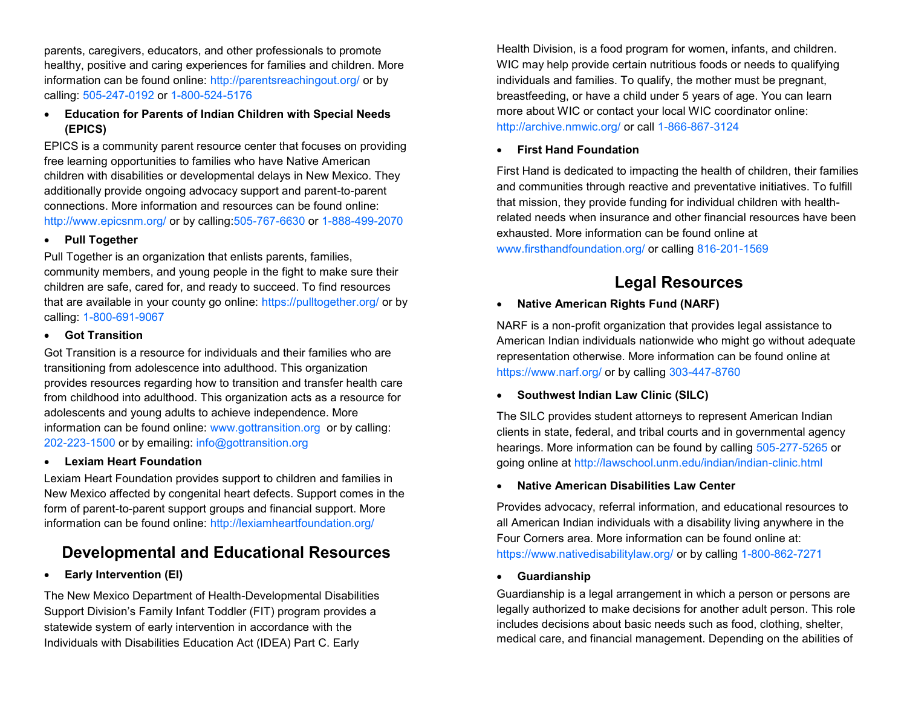parents, caregivers, educators, and other professionals to promote healthy, positive and caring experiences for families and children. More information can be found online: http://parentsreachingout.org/ or by calling: 505-247-0192 or 1-800-524-5176

- **Education for Parents of Indian Children with Special Needs (EPICS)**

EPICS is a community parent resource center that focuses on providing free learning opportunities to families who have Native American children with disabilities or developmental delays in New Mexico. They additionally provide ongoing advocacy support and parent-to-parent connections. More information and resources can be found online: http://www.epicsnm.org/ or by calling:505-767-6630 or 1-888-499-2070

- **Pull Together**

Pull Together is an organization that enlists parents, families, community members, and young people in the fight to make sure their children are safe, cared for, and ready to succeed. To find resources that are available in your county go online: https://pulltogether.org/ or by calling: 1-800-691-9067

- **Got Transition**

Got Transition is a resource for individuals and their families who are transitioning from adolescence into adulthood. This organization provides resources regarding how to transition and transfer health care from childhood into adulthood. This organization acts as a resource for adolescents and young adults to achieve independence. More information can be found online: www.gottransition.org or by calling: 202-223-1500 or by emailing: info@gottransition.org

- **Lexiam Heart Foundation**

Lexiam Heart Foundation provides support to children and families in New Mexico affected by congenital heart defects. Support comes in the form of parent-to-parent support groups and financial support. More information can be found online: http://lexiamheartfoundation.org/

## Developmental and Educational Resources

- **Early Intervention (EI)**

The New Mexico Department of Health-Developmental Disabilities Support Division's Family Infant Toddler (FIT) program provides a statewide system of early intervention in accordance with the Individuals with Disabilities Education Act (IDEA) Part C. Early

Health Division, is a food program for women, infants, and children. WIC may help provide certain nutritious foods or needs to qualifying individuals and families. To qualify, the mother must be pregnant, breastfeeding, or have a child under 5 years of age. You can learn more about WIC or contact your local WIC coordinator online: http://archive.nmwic.org/ or call 1-866-867-3124

- **First Hand Foundation**

First Hand is dedicated to impacting the health of children, their families and communities through reactive and preventative initiatives. To fulfill that mission, they provide funding for individual children with health-related needs when insurance and other financial resources have been exhausted. More information can be found online at www.firsthandfoundation.org/ or calling 816-201-1569

## Legal Resources

- **Native American Rights Fund (NARF)**

NARF is a non-profit organization that provides legal assistance to American Indian individuals nationwide who might go without adequate representation otherwise. More information can be found online at https://www.narf.org/ or by calling 303-447-8760

- **Southwest Indian Law Clinic (SILC)**

The SILC provides student attorneys to represent American Indian clients in state, federal, and tribal courts and in governmental agency hearings. More information can be found by calling 505-277-5265 or going online at http://lawschool.unm.edu/indian/indian-clinic.html

- **Native American Disabilities Law Center**

Provides advocacy, referral information, and educational resources to all American Indian individuals with a disability living anywhere in the Four Corners area. More information can be found online at: https://www.nativedisabilitylaw.org/ or by calling 1-800-862-7271

- **Guardianship**

Guardianship is a legal arrangement in which a person or persons are legally authorized to make decisions for another adult person. This role includes decisions about basic needs such as food, clothing, shelter, medical care, and financial management. Depending on the abilities of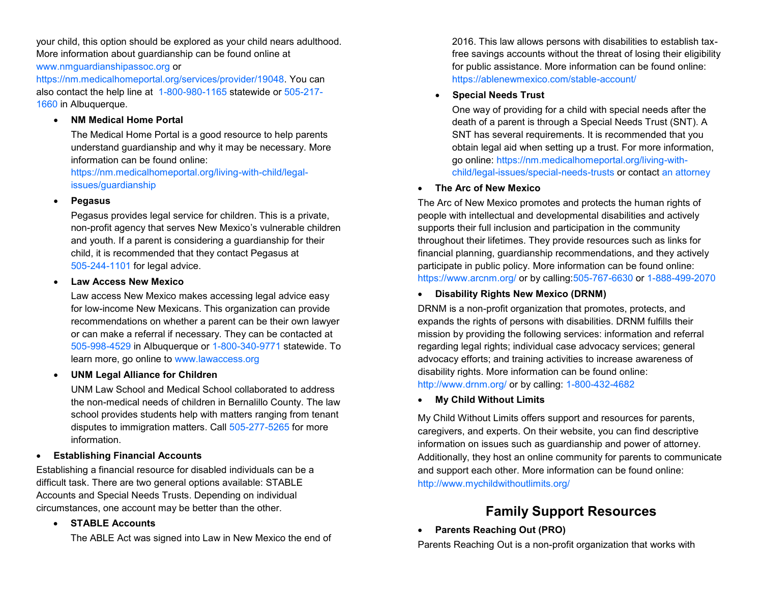your child, this option should be explored as your child nears adulthood. More information about guardianship can be found online at www.nmguardianshipassoc.org or https://nm.medicalhomeportal.org/services/provider/19048. You can also contact the help line at 1-800-980-1165 statewide or 505-217-1660 in Albuquerque.

- **NM Medical Home Portal**

  The Medical Home Portal is a good resource to help parents understand guardianship and why it may be necessary. More information can be found online: https://nm.medicalhomeportal.org/living-with-child/legal-issues/guardianship

- **Pegasus**

  Pegasus provides legal service for children. This is a private, non-profit agency that serves New Mexico's vulnerable children and youth. If a parent is considering a guardianship for their child, it is recommended that they contact Pegasus at 505-244-1101 for legal advice.

- **Law Access New Mexico**

  Law access New Mexico makes accessing legal advice easy for low-income New Mexicans. This organization can provide recommendations on whether a parent can be their own lawyer or can make a referral if necessary. They can be contacted at 505-998-4529 in Albuquerque or 1-800-340-9771 statewide. To learn more, go online to www.lawaccess.org

- **UNM Legal Alliance for Children**

  UNM Law School and Medical School collaborated to address the non-medical needs of children in Bernalillo County. The law school provides students help with matters ranging from tenant disputes to immigration matters. Call 505-277-5265 for more information.

- **Establishing Financial Accounts**

Establishing a financial resource for disabled individuals can be a difficult task. There are two general options available: STABLE Accounts and Special Needs Trusts. Depending on individual circumstances, one account may be better than the other.

- **STABLE Accounts**

  The ABLE Act was signed into Law in New Mexico the end of 2016. This law allows persons with disabilities to establish tax-free savings accounts without the threat of losing their eligibility for public assistance. More information can be found online: https://ablenewmexico.com/stable-account/

- **Special Needs Trust**

  One way of providing for a child with special needs after the death of a parent is through a Special Needs Trust (SNT). A SNT has several requirements. It is recommended that you obtain legal aid when setting up a trust. For more information, go online: https://nm.medicalhomeportal.org/living-with-child/legal-issues/special-needs-trusts or contact an attorney

- **The Arc of New Mexico**

The Arc of New Mexico promotes and protects the human rights of people with intellectual and developmental disabilities and actively supports their full inclusion and participation in the community throughout their lifetimes. They provide resources such as links for financial planning, guardianship recommendations, and they actively participate in public policy. More information can be found online: https://www.arcnm.org/ or by calling:505-767-6630 or 1-888-499-2070

- **Disability Rights New Mexico (DRNM)**

DRNM is a non-profit organization that promotes, protects, and expands the rights of persons with disabilities. DRNM fulfills their mission by providing the following services: information and referral regarding legal rights; individual case advocacy services; general advocacy efforts; and training activities to increase awareness of disability rights. More information can be found online: http://www.drnm.org/ or by calling: 1-800-432-4682

- **My Child Without Limits**

My Child Without Limits offers support and resources for parents, caregivers, and experts. On their website, you can find descriptive information on issues such as guardianship and power of attorney. Additionally, they host an online community for parents to communicate and support each other. More information can be found online: http://www.mychildwithoutlimits.org/

## Family Support Resources

- **Parents Reaching Out (PRO)**

Parents Reaching Out is a non-profit organization that works with